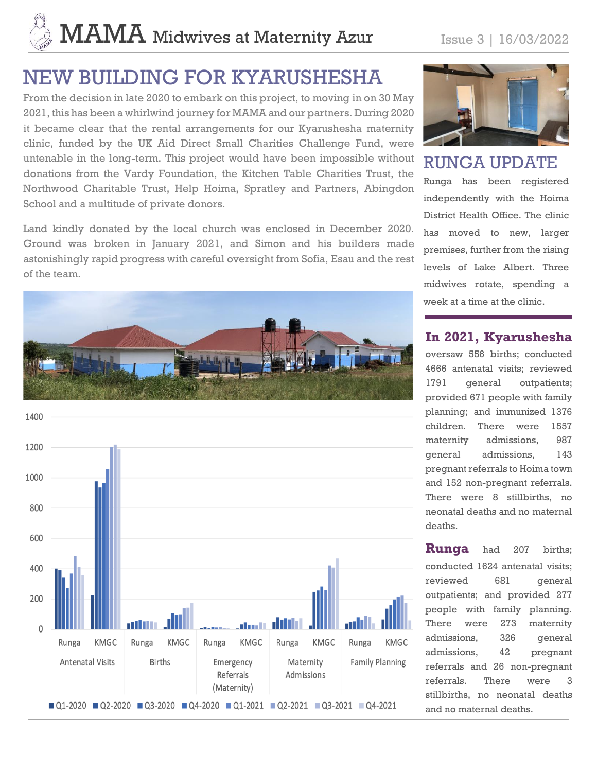# MAMA Midwives at Maternity Azur

Issue 3 | 16/03/2022

## NEW BUILDING FOR KYARUSHESHA

From the decision in late 2020 to embark on this project, to moving in on 30 May 2021, this has been a whirlwind journey for MAMA and our partners. During 2020 it became clear that the rental arrangements for our Kyarushesha maternity clinic, funded by the UK Aid Direct Small Charities Challenge Fund, were untenable in the long-term. This project would have been impossible without donations from the Vardy Foundation, the Kitchen Table Charities Trust, the Northwood Charitable Trust, Help Hoima, Spratley and Partners, Abingdon School and a multitude of private donors.

Land kindly donated by the local church was enclosed in December 2020. Ground was broken in January 2021, and Simon and his builders made astonishingly rapid progress with careful oversight from Sofia, Esau and the rest of the team.

## RUNGA UPDATE

Runga has been registered independently with the Hoima District Health Office. The clinic has moved to new, larger premises, further from the rising levels of Lake Albert. Three midwives rotate, spending a week at a time at the clinic.

### In 2021, Kyarushesha

oversaw 556 births; conducted 4666 antenatal visits; reviewed 1791 general outpatients; provided 671 people with family planning; and immunized 1376 children. There were 1557 maternity admissions, 987 general admissions, 143 pregnant referrals to Hoima town and 152 non-pregnant referrals. There were 8 stillbirths, no neonatal deaths and no maternal deaths.

**Runga** had 207 births; conducted 1624 antenatal visits; reviewed 681 general outpatients; and provided 277 people with family planning. There were 273 maternity admissions, 326 general admissions, 42 pregnant referrals and 26 non-pregnant referrals. There were 3 stillbirths, no neonatal deaths and no maternal deaths.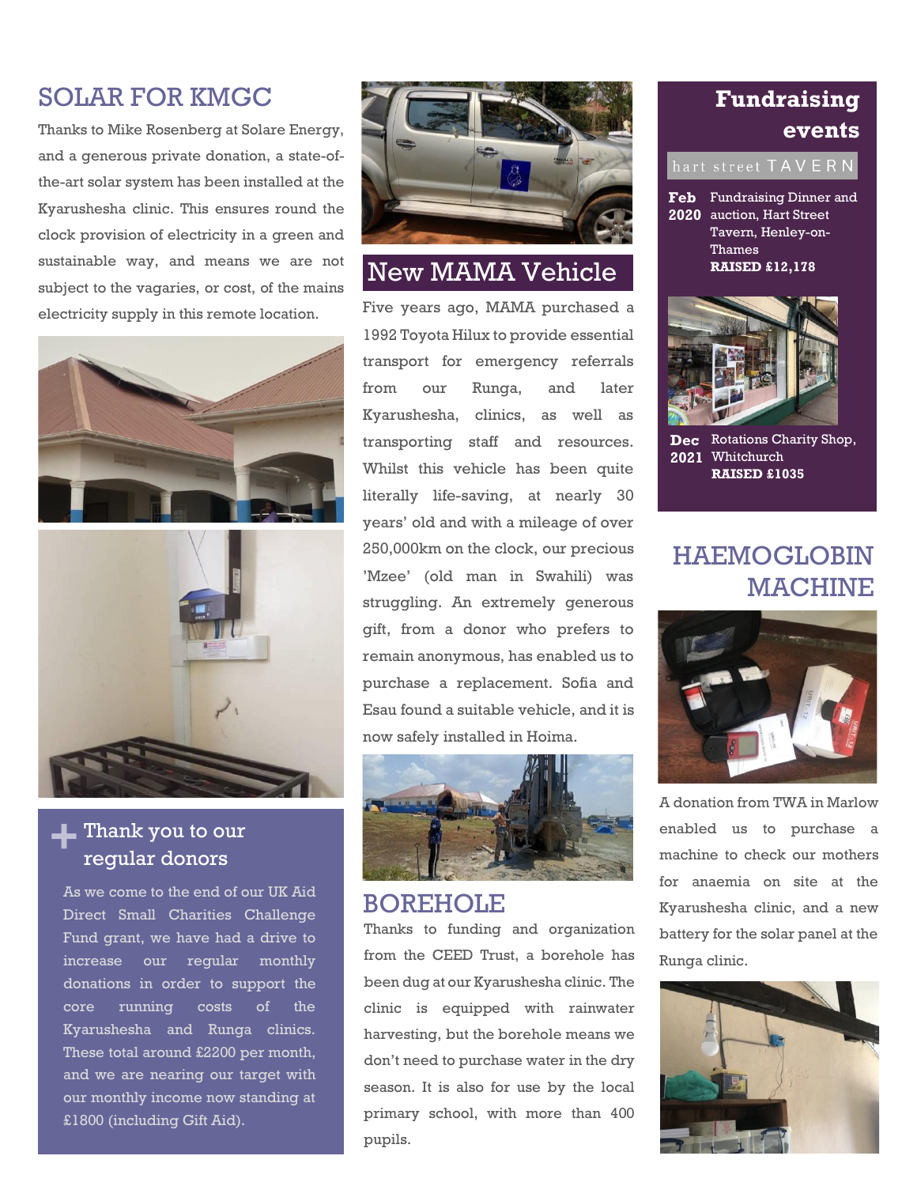## SOLAR FOR KMGC

Thanks to Mike Rosenberg at Solare Energy, and a generous private donation, a state-of-the-art solar system has been installed at the Kyarushesha clinic. This ensures round the clock provision of electricity in a green and sustainable way, and means we are not subject to the vagaries, or cost, of the mains electricity supply in this remote location.

### Thank you to our regular donors

As we come to the end of our UK Aid Direct Small Charities Challenge Fund grant, we have had a drive to increase our regular monthly donations in order to support the core running costs of the Kyarushesha and Runga clinics. These total around £2200 per month, and we are nearing our target with our monthly income now standing at £1800 (including Gift Aid).

## New MAMA Vehicle

Five years ago, MAMA purchased a 1992 Toyota Hilux to provide essential transport for emergency referrals from our Runga, and later Kyarushesha, clinics, as well as transporting staff and resources. Whilst this vehicle has been quite literally life-saving, at nearly 30 years' old and with a mileage of over 250,000km on the clock, our precious 'Mzee' (old man in Swahili) was struggling. An extremely generous gift, from a donor who prefers to remain anonymous, has enabled us to purchase a replacement. Sofia and Esau found a suitable vehicle, and it is now safely installed in Hoima.

## BOREHOLE

Thanks to funding and organization from the CEED Trust, a borehole has been dug at our Kyarushesha clinic. The clinic is equipped with rainwater harvesting, but the borehole means we don't need to purchase water in the dry season. It is also for use by the local primary school, with more than 400 pupils.

## Fundraising events

hart street TAVERN

**Feb 2020** Fundraising Dinner and auction, Hart Street Tavern, Henley-on-Thames
**RAISED £12,178**

**Dec 2021** Rotations Charity Shop, Whitchurch
**RAISED £1035**

## HAEMOGLOBIN MACHINE

A donation from TWA in Marlow enabled us to purchase a machine to check our mothers for anaemia on site at the Kyarushesha clinic, and a new battery for the solar panel at the Runga clinic.